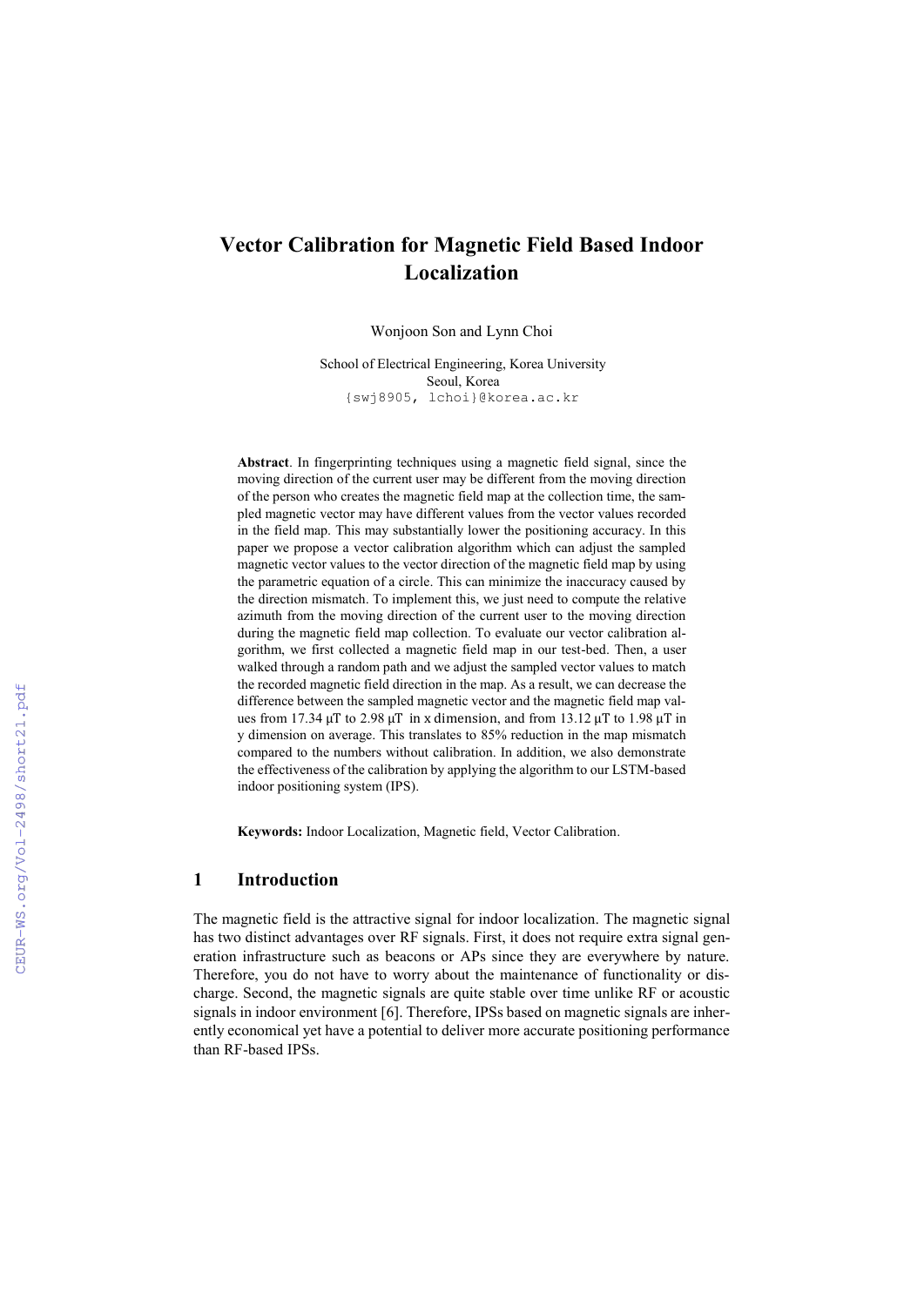# Vector Calibration for Magnetic Field Based Indoor Localization

Wonjoon Son and Lynn Choi

School of Electrical Engineering, Korea University
Seoul, Korea
{swj8905, lchoi}@korea.ac.kr

**Abstract**. In fingerprinting techniques using a magnetic field signal, since the moving direction of the current user may be different from the moving direction of the person who creates the magnetic field map at the collection time, the sampled magnetic vector may have different values from the vector values recorded in the field map. This may substantially lower the positioning accuracy. In this paper we propose a vector calibration algorithm which can adjust the sampled magnetic vector values to the vector direction of the magnetic field map by using the parametric equation of a circle. This can minimize the inaccuracy caused by the direction mismatch. To implement this, we just need to compute the relative azimuth from the moving direction of the current user to the moving direction during the magnetic field map collection. To evaluate our vector calibration algorithm, we first collected a magnetic field map in our test-bed. Then, a user walked through a random path and we adjust the sampled vector values to match the recorded magnetic field direction in the map. As a result, we can decrease the difference between the sampled magnetic vector and the magnetic field map values from 17.34 μT to 2.98 μT in x dimension, and from 13.12 μT to 1.98 μT in y dimension on average. This translates to 85% reduction in the map mismatch compared to the numbers without calibration. In addition, we also demonstrate the effectiveness of the calibration by applying the algorithm to our LSTM-based indoor positioning system (IPS).

**Keywords:** Indoor Localization, Magnetic field, Vector Calibration.

## 1 Introduction

The magnetic field is the attractive signal for indoor localization. The magnetic signal has two distinct advantages over RF signals. First, it does not require extra signal generation infrastructure such as beacons or APs since they are everywhere by nature. Therefore, you do not have to worry about the maintenance of functionality or discharge. Second, the magnetic signals are quite stable over time unlike RF or acoustic signals in indoor environment [6]. Therefore, IPSs based on magnetic signals are inherently economical yet have a potential to deliver more accurate positioning performance than RF-based IPSs.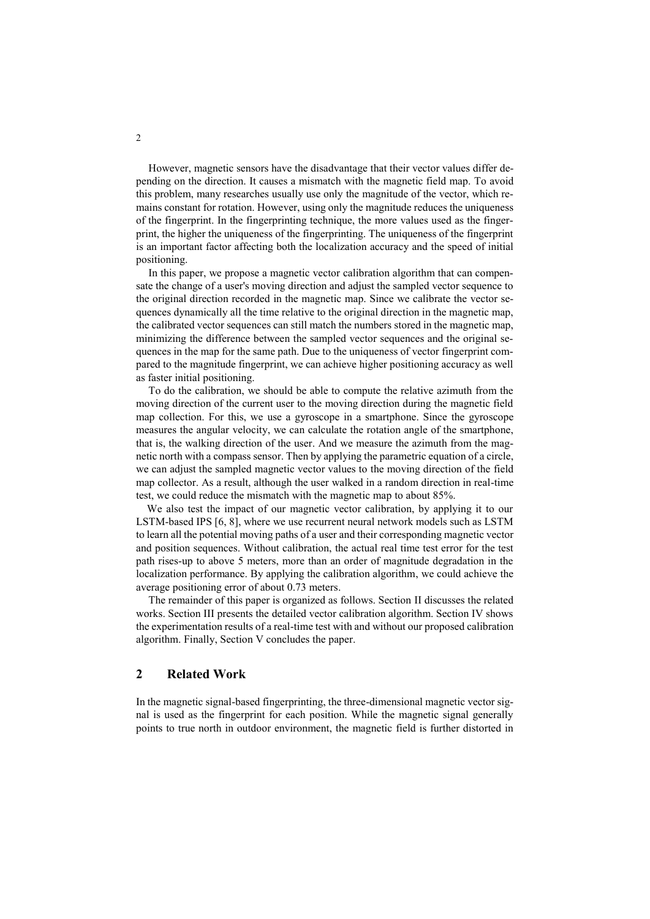However, magnetic sensors have the disadvantage that their vector values differ depending on the direction. It causes a mismatch with the magnetic field map. To avoid this problem, many researches usually use only the magnitude of the vector, which remains constant for rotation. However, using only the magnitude reduces the uniqueness of the fingerprint. In the fingerprinting technique, the more values used as the fingerprint, the higher the uniqueness of the fingerprinting. The uniqueness of the fingerprint is an important factor affecting both the localization accuracy and the speed of initial positioning.

In this paper, we propose a magnetic vector calibration algorithm that can compensate the change of a user's moving direction and adjust the sampled vector sequence to the original direction recorded in the magnetic map. Since we calibrate the vector sequences dynamically all the time relative to the original direction in the magnetic map, the calibrated vector sequences can still match the numbers stored in the magnetic map, minimizing the difference between the sampled vector sequences and the original sequences in the map for the same path. Due to the uniqueness of vector fingerprint compared to the magnitude fingerprint, we can achieve higher positioning accuracy as well as faster initial positioning.

To do the calibration, we should be able to compute the relative azimuth from the moving direction of the current user to the moving direction during the magnetic field map collection. For this, we use a gyroscope in a smartphone. Since the gyroscope measures the angular velocity, we can calculate the rotation angle of the smartphone, that is, the walking direction of the user. And we measure the azimuth from the magnetic north with a compass sensor. Then by applying the parametric equation of a circle, we can adjust the sampled magnetic vector values to the moving direction of the field map collector. As a result, although the user walked in a random direction in real-time test, we could reduce the mismatch with the magnetic map to about 85%.

We also test the impact of our magnetic vector calibration, by applying it to our LSTM-based IPS [6, 8], where we use recurrent neural network models such as LSTM to learn all the potential moving paths of a user and their corresponding magnetic vector and position sequences. Without calibration, the actual real time test error for the test path rises-up to above 5 meters, more than an order of magnitude degradation in the localization performance. By applying the calibration algorithm, we could achieve the average positioning error of about 0.73 meters.

The remainder of this paper is organized as follows. Section II discusses the related works. Section III presents the detailed vector calibration algorithm. Section IV shows the experimentation results of a real-time test with and without our proposed calibration algorithm. Finally, Section V concludes the paper.

## 2 Related Work

In the magnetic signal-based fingerprinting, the three-dimensional magnetic vector signal is used as the fingerprint for each position. While the magnetic signal generally points to true north in outdoor environment, the magnetic field is further distorted in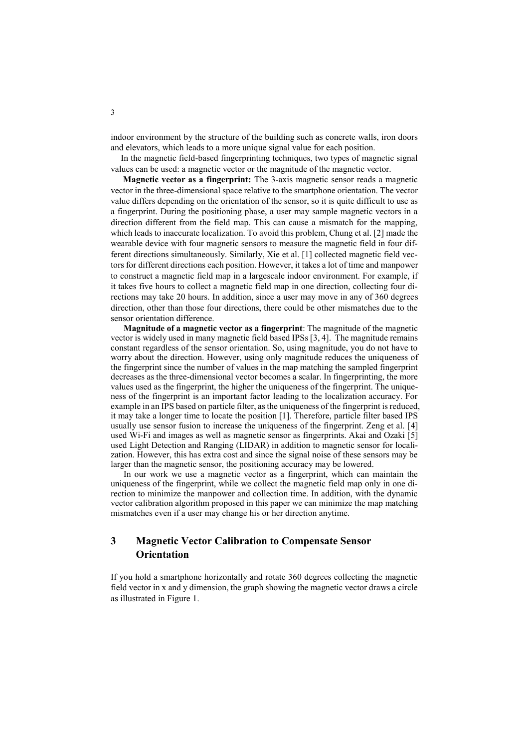indoor environment by the structure of the building such as concrete walls, iron doors and elevators, which leads to a more unique signal value for each position.

In the magnetic field-based fingerprinting techniques, two types of magnetic signal values can be used: a magnetic vector or the magnitude of the magnetic vector.

**Magnetic vector as a fingerprint:** The 3-axis magnetic sensor reads a magnetic vector in the three-dimensional space relative to the smartphone orientation. The vector value differs depending on the orientation of the sensor, so it is quite difficult to use as a fingerprint. During the positioning phase, a user may sample magnetic vectors in a direction different from the field map. This can cause a mismatch for the mapping, which leads to inaccurate localization. To avoid this problem, Chung et al. [2] made the wearable device with four magnetic sensors to measure the magnetic field in four different directions simultaneously. Similarly, Xie et al. [1] collected magnetic field vectors for different directions each position. However, it takes a lot of time and manpower to construct a magnetic field map in a largescale indoor environment. For example, if it takes five hours to collect a magnetic field map in one direction, collecting four directions may take 20 hours. In addition, since a user may move in any of 360 degrees direction, other than those four directions, there could be other mismatches due to the sensor orientation difference.

**Magnitude of a magnetic vector as a fingerprint**: The magnitude of the magnetic vector is widely used in many magnetic field based IPSs [3, 4]. The magnitude remains constant regardless of the sensor orientation. So, using magnitude, you do not have to worry about the direction. However, using only magnitude reduces the uniqueness of the fingerprint since the number of values in the map matching the sampled fingerprint decreases as the three-dimensional vector becomes a scalar. In fingerprinting, the more values used as the fingerprint, the higher the uniqueness of the fingerprint. The uniqueness of the fingerprint is an important factor leading to the localization accuracy. For example in an IPS based on particle filter, as the uniqueness of the fingerprint is reduced, it may take a longer time to locate the position [1]. Therefore, particle filter based IPS usually use sensor fusion to increase the uniqueness of the fingerprint. Zeng et al. [4] used Wi-Fi and images as well as magnetic sensor as fingerprints. Akai and Ozaki [5] used Light Detection and Ranging (LIDAR) in addition to magnetic sensor for localization. However, this has extra cost and since the signal noise of these sensors may be larger than the magnetic sensor, the positioning accuracy may be lowered.

In our work we use a magnetic vector as a fingerprint, which can maintain the uniqueness of the fingerprint, while we collect the magnetic field map only in one direction to minimize the manpower and collection time. In addition, with the dynamic vector calibration algorithm proposed in this paper we can minimize the map matching mismatches even if a user may change his or her direction anytime.

## 3 Magnetic Vector Calibration to Compensate Sensor Orientation

If you hold a smartphone horizontally and rotate 360 degrees collecting the magnetic field vector in x and y dimension, the graph showing the magnetic vector draws a circle as illustrated in Figure 1.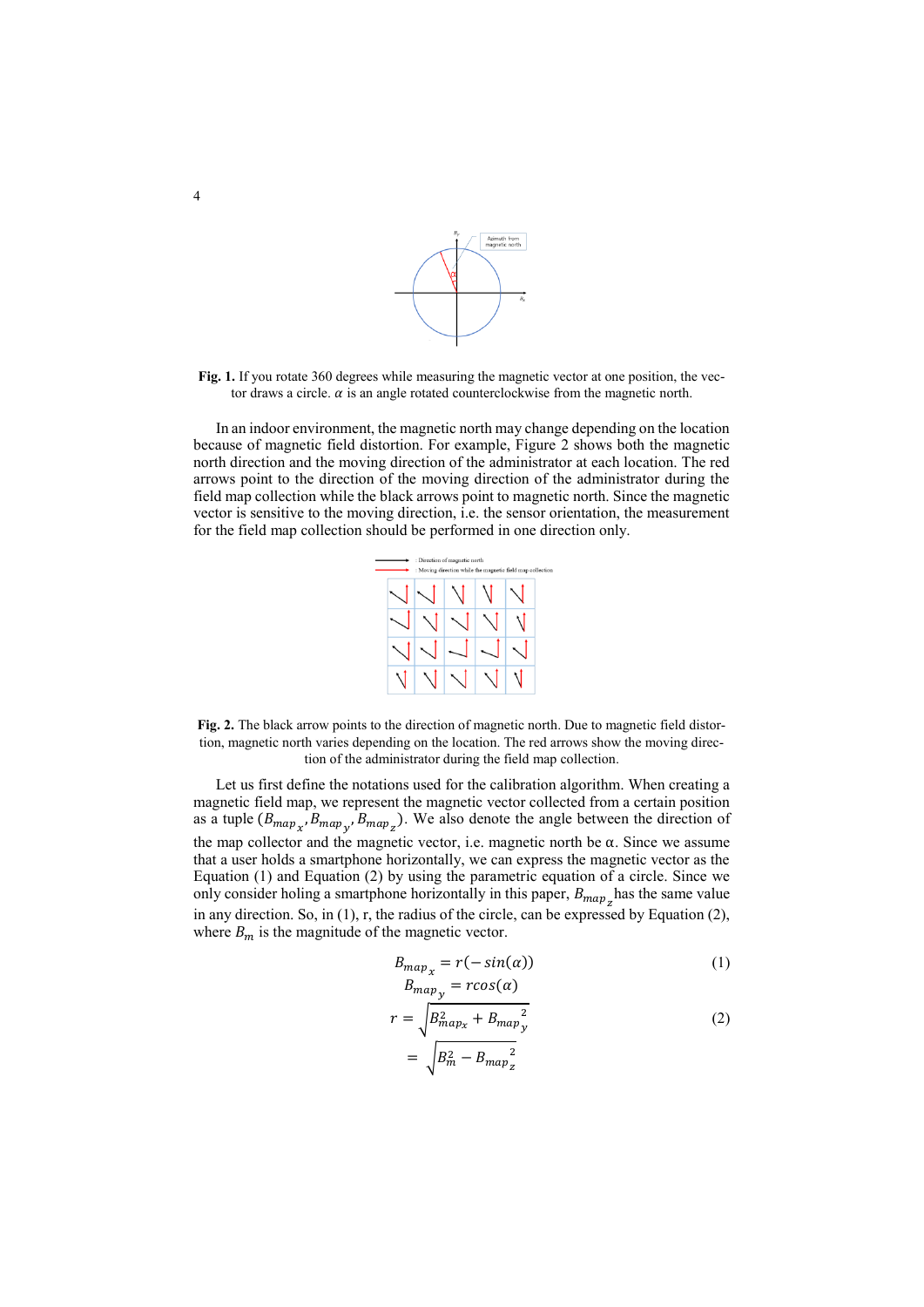**Fig. 1.** If you rotate 360 degrees while measuring the magnetic vector at one position, the vector draws a circle. $\alpha$ is an angle rotated counterclockwise from the magnetic north.

In an indoor environment, the magnetic north may change depending on the location because of magnetic field distortion. For example, Figure 2 shows both the magnetic north direction and the moving direction of the administrator at each location. The red arrows point to the direction of the moving direction of the administrator during the field map collection while the black arrows point to magnetic north. Since the magnetic vector is sensitive to the moving direction, i.e. the sensor orientation, the measurement for the field map collection should be performed in one direction only.

**Fig. 2.** The black arrow points to the direction of magnetic north. Due to magnetic field distortion, magnetic north varies depending on the location. The red arrows show the moving direction of the administrator during the field map collection.

Let us first define the notations used for the calibration algorithm. When creating a magnetic field map, we represent the magnetic vector collected from a certain position as a tuple $(B_{map_x}, B_{map_y}, B_{map_z})$. We also denote the angle between the direction of the map collector and the magnetic vector, i.e. magnetic north be α. Since we assume that a user holds a smartphone horizontally, we can express the magnetic vector as the Equation (1) and Equation (2) by using the parametric equation of a circle. Since we only consider holing a smartphone horizontally in this paper, $B_{map_z}$ has the same value in any direction. So, in (1), r, the radius of the circle, can be expressed by Equation (2), where $B_m$ is the magnitude of the magnetic vector.

$$B_{map_x} = r(-sin(\alpha)) \quad (1)$$
$$B_{map_y} = rcos(\alpha)$$

$$r = \sqrt{B_{map_x}^2 + {B_{map_y}}^2} \quad (2)$$
$$= \sqrt{B_m^2 - {B_{map_z}}^2}$$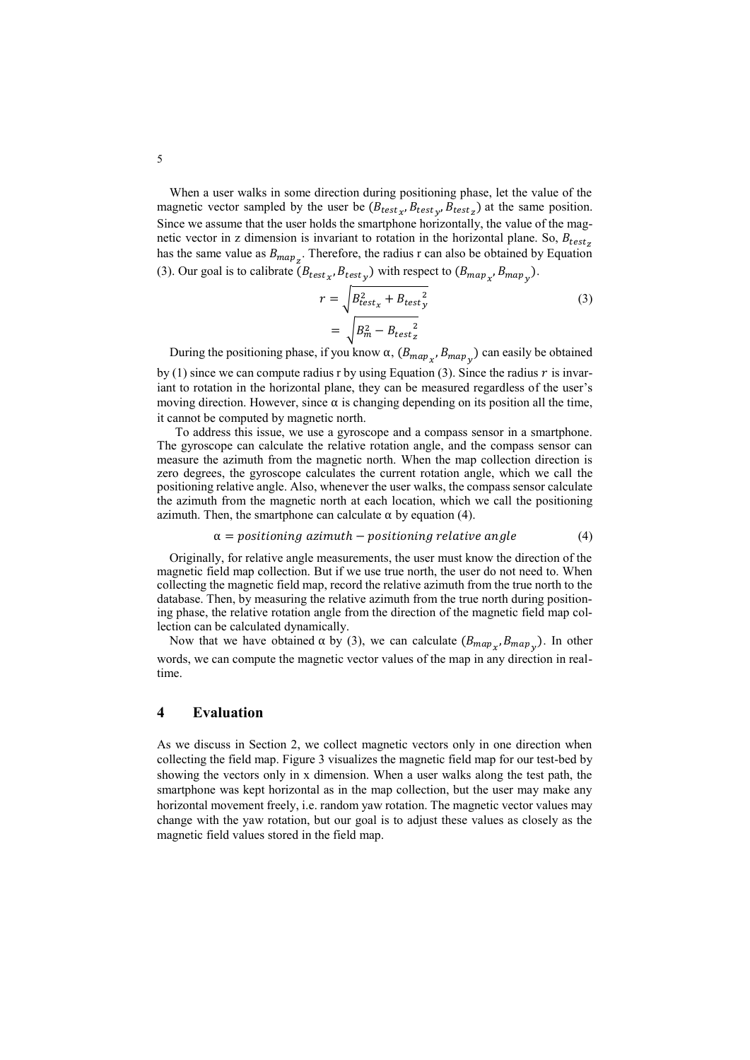When a user walks in some direction during positioning phase, let the value of the magnetic vector sampled by the user be $(B_{test_x}, B_{test_y}, B_{test_z})$ at the same position. Since we assume that the user holds the smartphone horizontally, the value of the magnetic vector in z dimension is invariant to rotation in the horizontal plane. So, $B_{test_z}$ has the same value as $B_{map_z}$. Therefore, the radius r can also be obtained by Equation (3). Our goal is to calibrate $(B_{test_x}, B_{test_y})$ with respect to $(B_{map_x}, B_{map_y})$.

$$
\begin{aligned}
r &= \sqrt{B_{test_x}^2 + {B_{test}}_y^2} \\
&= \sqrt{B_m^2 - {B_{test}}_z^2}
\end{aligned}
\tag{3}
$$

During the positioning phase, if you know α, $(B_{map_x}, B_{map_y})$ can easily be obtained by (1) since we can compute radius r by using Equation (3). Since the radius $r$ is invariant to rotation in the horizontal plane, they can be measured regardless of the user's moving direction. However, since α is changing depending on its position all the time, it cannot be computed by magnetic north.

To address this issue, we use a gyroscope and a compass sensor in a smartphone. The gyroscope can calculate the relative rotation angle, and the compass sensor can measure the azimuth from the magnetic north. When the map collection direction is zero degrees, the gyroscope calculates the current rotation angle, which we call the positioning relative angle. Also, whenever the user walks, the compass sensor calculate the azimuth from the magnetic north at each location, which we call the positioning azimuth. Then, the smartphone can calculate α by equation (4).

$$
\alpha = positioning\ azimuth - positioning\ relative\ angle \tag{4}
$$

Originally, for relative angle measurements, the user must know the direction of the magnetic field map collection. But if we use true north, the user do not need to. When collecting the magnetic field map, record the relative azimuth from the true north to the database. Then, by measuring the relative azimuth from the true north during positioning phase, the relative rotation angle from the direction of the magnetic field map collection can be calculated dynamically.

Now that we have obtained α by (3), we can calculate $(B_{map_x}, B_{map_y})$. In other words, we can compute the magnetic vector values of the map in any direction in real-time.

## 4 Evaluation

As we discuss in Section 2, we collect magnetic vectors only in one direction when collecting the field map. Figure 3 visualizes the magnetic field map for our test-bed by showing the vectors only in x dimension. When a user walks along the test path, the smartphone was kept horizontal as in the map collection, but the user may make any horizontal movement freely, i.e. random yaw rotation. The magnetic vector values may change with the yaw rotation, but our goal is to adjust these values as closely as the magnetic field values stored in the field map.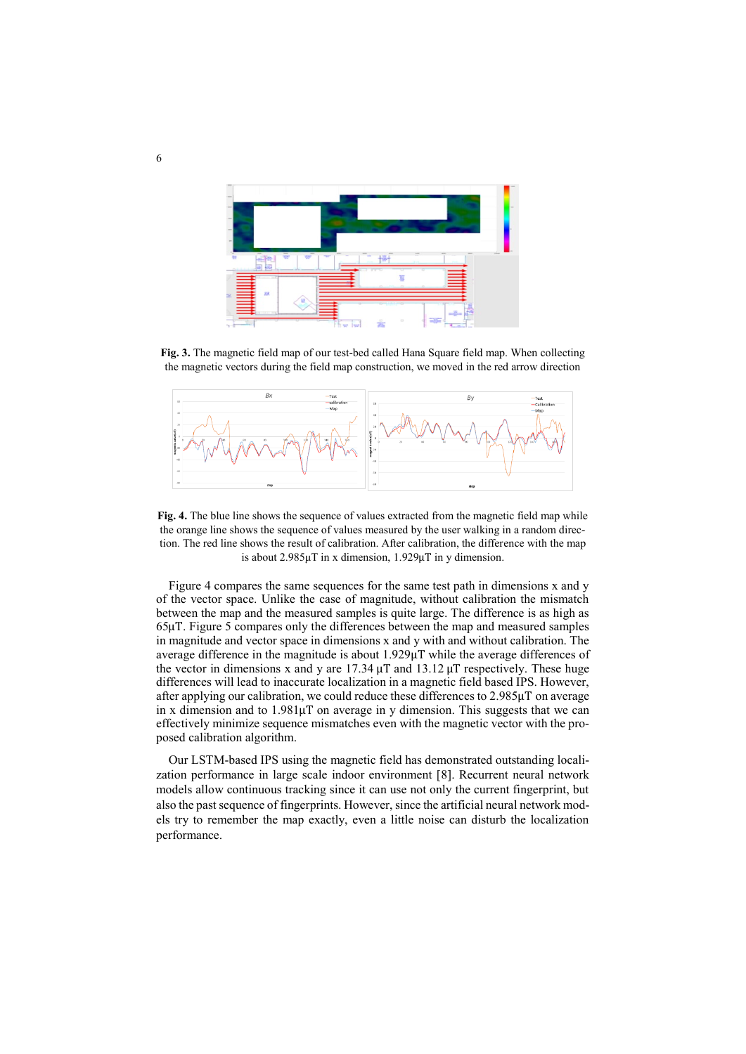**Fig. 3.** The magnetic field map of our test-bed called Hana Square field map. When collecting the magnetic vectors during the field map construction, we moved in the red arrow direction

**Fig. 4.** The blue line shows the sequence of values extracted from the magnetic field map while the orange line shows the sequence of values measured by the user walking in a random direction. The red line shows the result of calibration. After calibration, the difference with the map is about 2.985μT in x dimension, 1.929μT in y dimension.

Figure 4 compares the same sequences for the same test path in dimensions x and y of the vector space. Unlike the case of magnitude, without calibration the mismatch between the map and the measured samples is quite large. The difference is as high as 65μT. Figure 5 compares only the differences between the map and measured samples in magnitude and vector space in dimensions x and y with and without calibration. The average difference in the magnitude is about 1.929μT while the average differences of the vector in dimensions x and y are 17.34 μT and 13.12 μT respectively. These huge differences will lead to inaccurate localization in a magnetic field based IPS. However, after applying our calibration, we could reduce these differences to 2.985μT on average in x dimension and to 1.981μT on average in y dimension. This suggests that we can effectively minimize sequence mismatches even with the magnetic vector with the proposed calibration algorithm.

Our LSTM-based IPS using the magnetic field has demonstrated outstanding localization performance in large scale indoor environment [8]. Recurrent neural network models allow continuous tracking since it can use not only the current fingerprint, but also the past sequence of fingerprints. However, since the artificial neural network models try to remember the map exactly, even a little noise can disturb the localization performance.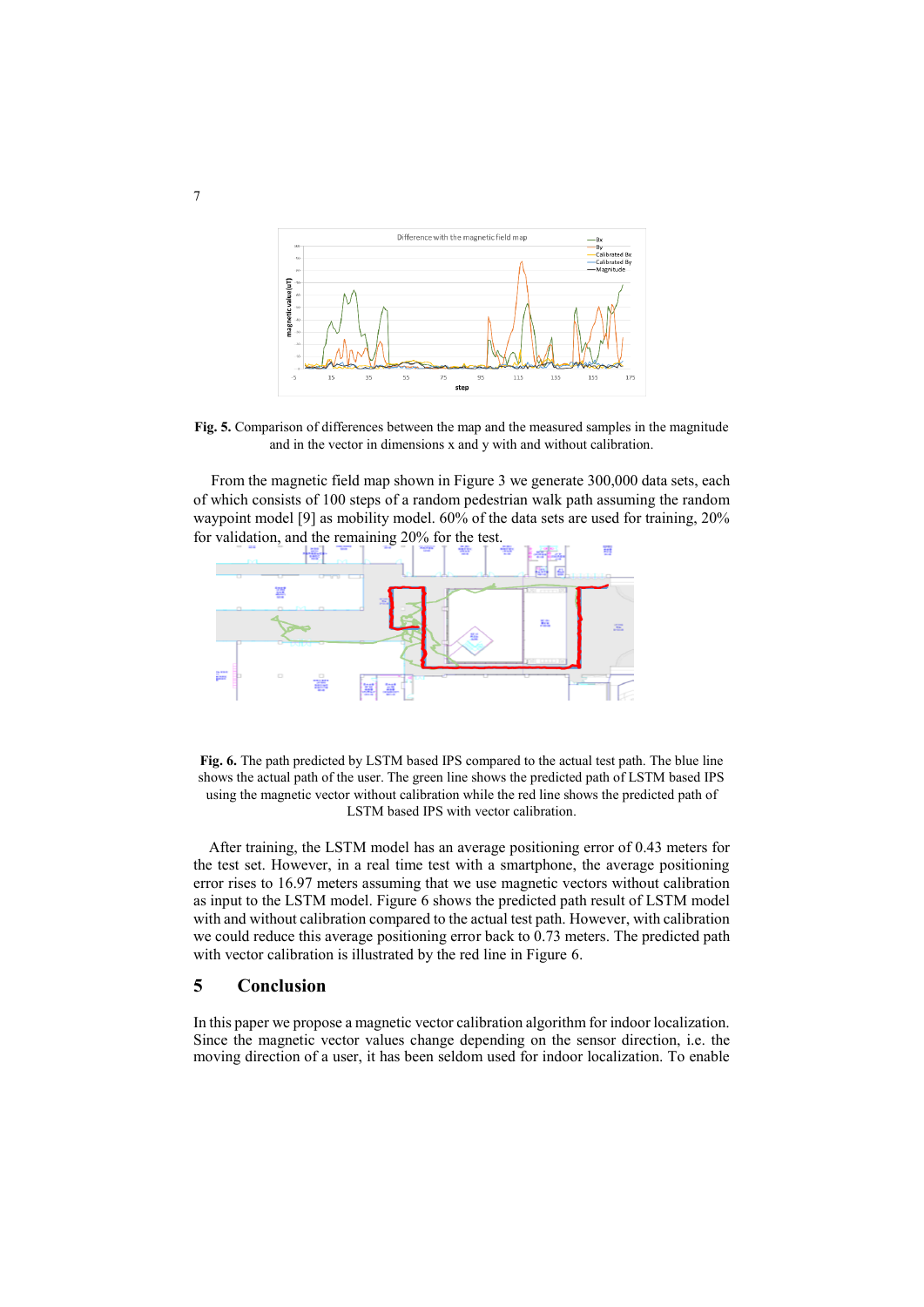**Fig. 5.** Comparison of differences between the map and the measured samples in the magnitude and in the vector in dimensions x and y with and without calibration.

From the magnetic field map shown in Figure 3 we generate 300,000 data sets, each of which consists of 100 steps of a random pedestrian walk path assuming the random waypoint model [9] as mobility model. 60% of the data sets are used for training, 20% for validation, and the remaining 20% for the test.

**Fig. 6.** The path predicted by LSTM based IPS compared to the actual test path. The blue line shows the actual path of the user. The green line shows the predicted path of LSTM based IPS using the magnetic vector without calibration while the red line shows the predicted path of LSTM based IPS with vector calibration.

After training, the LSTM model has an average positioning error of 0.43 meters for the test set. However, in a real time test with a smartphone, the average positioning error rises to 16.97 meters assuming that we use magnetic vectors without calibration as input to the LSTM model. Figure 6 shows the predicted path result of LSTM model with and without calibration compared to the actual test path. However, with calibration we could reduce this average positioning error back to 0.73 meters. The predicted path with vector calibration is illustrated by the red line in Figure 6.

## 5 Conclusion

In this paper we propose a magnetic vector calibration algorithm for indoor localization. Since the magnetic vector values change depending on the sensor direction, i.e. the moving direction of a user, it has been seldom used for indoor localization. To enable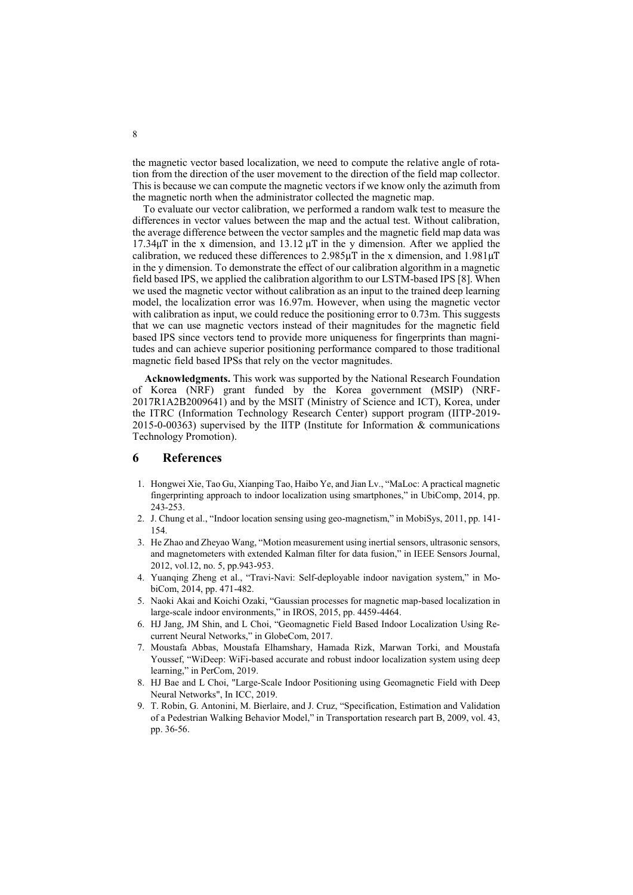the magnetic vector based localization, we need to compute the relative angle of rotation from the direction of the user movement to the direction of the field map collector. This is because we can compute the magnetic vectors if we know only the azimuth from the magnetic north when the administrator collected the magnetic map.

To evaluate our vector calibration, we performed a random walk test to measure the differences in vector values between the map and the actual test. Without calibration, the average difference between the vector samples and the magnetic field map data was 17.34μT in the x dimension, and 13.12 μT in the y dimension. After we applied the calibration, we reduced these differences to 2.985μT in the x dimension, and 1.981μT in the y dimension. To demonstrate the effect of our calibration algorithm in a magnetic field based IPS, we applied the calibration algorithm to our LSTM-based IPS [8]. When we used the magnetic vector without calibration as an input to the trained deep learning model, the localization error was 16.97m. However, when using the magnetic vector with calibration as input, we could reduce the positioning error to 0.73m. This suggests that we can use magnetic vectors instead of their magnitudes for the magnetic field based IPS since vectors tend to provide more uniqueness for fingerprints than magnitudes and can achieve superior positioning performance compared to those traditional magnetic field based IPSs that rely on the vector magnitudes.

**Acknowledgments.** This work was supported by the National Research Foundation of Korea (NRF) grant funded by the Korea government (MSIP) (NRF-2017R1A2B2009641) and by the MSIT (Ministry of Science and ICT), Korea, under the ITRC (Information Technology Research Center) support program (IITP-2019-2015-0-00363) supervised by the IITP (Institute for Information & communications Technology Promotion).

## 6 References

1. Hongwei Xie, Tao Gu, Xianping Tao, Haibo Ye, and Jian Lv., "MaLoc: A practical magnetic fingerprinting approach to indoor localization using smartphones," in UbiComp, 2014, pp. 243-253.
2. J. Chung et al., "Indoor location sensing using geo-magnetism," in MobiSys, 2011, pp. 141-154.
3. He Zhao and Zheyao Wang, "Motion measurement using inertial sensors, ultrasonic sensors, and magnetometers with extended Kalman filter for data fusion," in IEEE Sensors Journal, 2012, vol.12, no. 5, pp.943-953.
4. Yuanqing Zheng et al., "Travi-Navi: Self-deployable indoor navigation system," in MobiCom, 2014, pp. 471-482.
5. Naoki Akai and Koichi Ozaki, "Gaussian processes for magnetic map-based localization in large-scale indoor environments," in IROS, 2015, pp. 4459-4464.
6. HJ Jang, JM Shin, and L Choi, "Geomagnetic Field Based Indoor Localization Using Recurrent Neural Networks," in GlobeCom, 2017.
7. Moustafa Abbas, Moustafa Elhamshary, Hamada Rizk, Marwan Torki, and Moustafa Youssef, "WiDeep: WiFi-based accurate and robust indoor localization system using deep learning," in PerCom, 2019.
8. HJ Bae and L Choi, "Large-Scale Indoor Positioning using Geomagnetic Field with Deep Neural Networks", In ICC, 2019.
9. T. Robin, G. Antonini, M. Bierlaire, and J. Cruz, "Specification, Estimation and Validation of a Pedestrian Walking Behavior Model," in Transportation research part B, 2009, vol. 43, pp. 36-56.